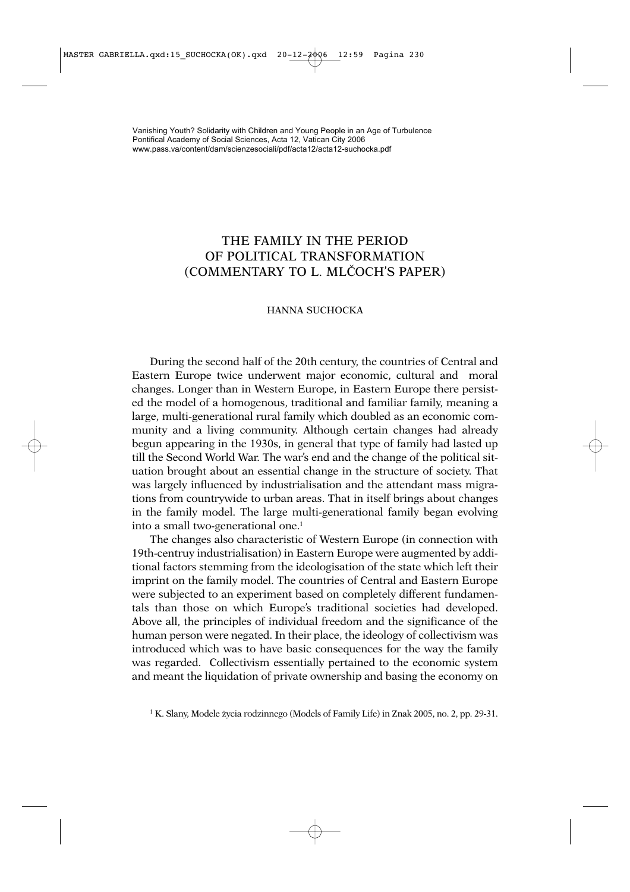Vanishing Youth? Solidarity with Children and Young People in an Age of Turbulence
Pontifical Academy of Social Sciences, Acta 12, Vatican City 2006
www.pass.va/content/dam/scienzesociali/pdf/acta12/acta12-suchocka.pdf

# THE FAMILY IN THE PERIOD OF POLITICAL TRANSFORMATION (COMMENTARY TO L. MLČOCH'S PAPER)

HANNA SUCHOCKA

During the second half of the 20th century, the countries of Central and Eastern Europe twice underwent major economic, cultural and moral changes. Longer than in Western Europe, in Eastern Europe there persisted the model of a homogenous, traditional and familiar family, meaning a large, multi-generational rural family which doubled as an economic community and a living community. Although certain changes had already begun appearing in the 1930s, in general that type of family had lasted up till the Second World War. The war's end and the change of the political situation brought about an essential change in the structure of society. That was largely influenced by industrialisation and the attendant mass migrations from countrywide to urban areas. That in itself brings about changes in the family model. The large multi-generational family began evolving into a small two-generational one.[1]

The changes also characteristic of Western Europe (in connection with 19th-centruy industrialisation) in Eastern Europe were augmented by additional factors stemming from the ideologisation of the state which left their imprint on the family model. The countries of Central and Eastern Europe were subjected to an experiment based on completely different fundamentals than those on which Europe's traditional societies had developed. Above all, the principles of individual freedom and the significance of the human person were negated. In their place, the ideology of collectivism was introduced which was to have basic consequences for the way the family was regarded. Collectivism essentially pertained to the economic system and meant the liquidation of private ownership and basing the economy on

[1] K. Slany, Modele życia rodzinnego (Models of Family Life) in Znak 2005, no. 2, pp. 29-31.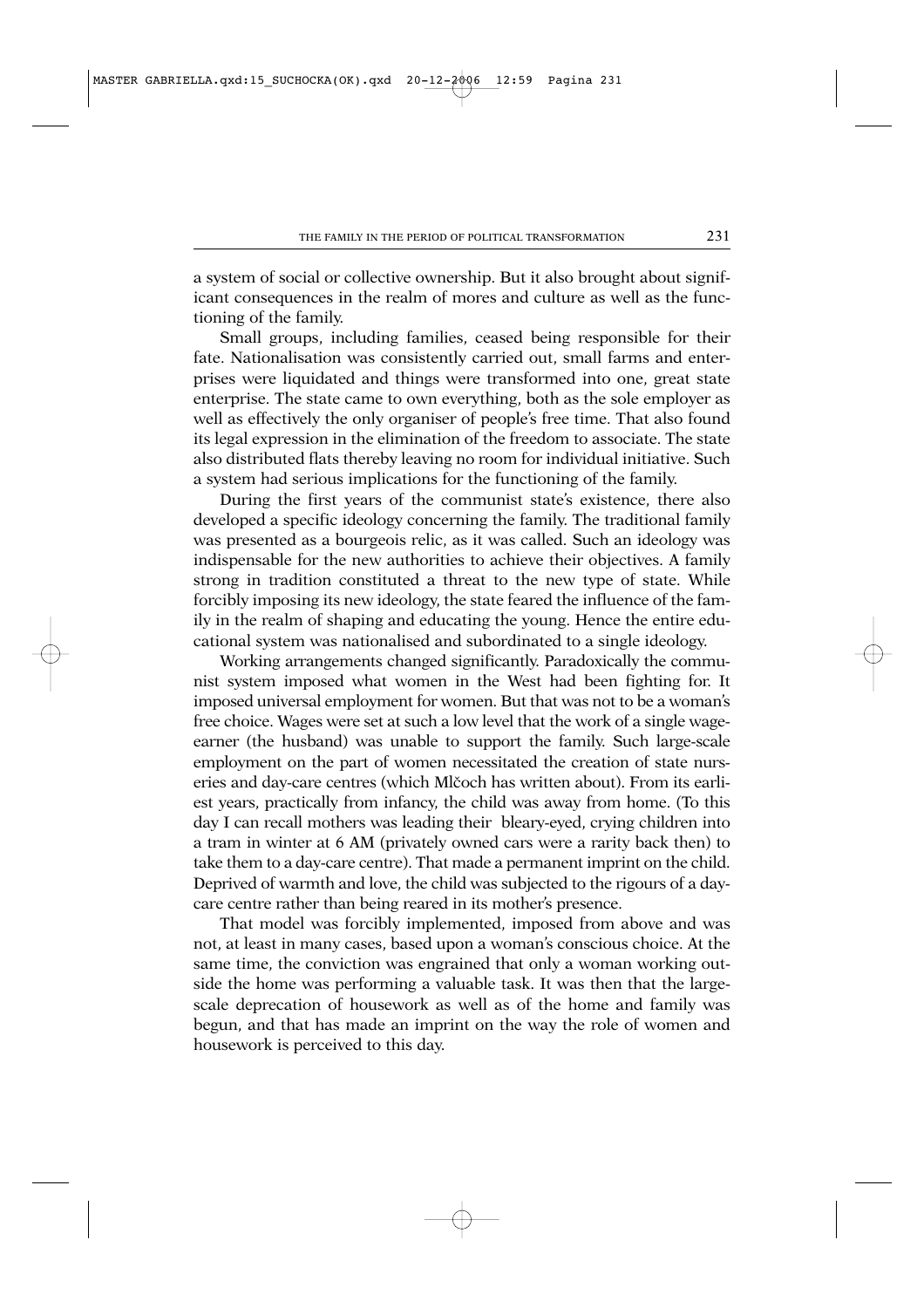a system of social or collective ownership. But it also brought about significant consequences in the realm of mores and culture as well as the functioning of the family.

Small groups, including families, ceased being responsible for their fate. Nationalisation was consistently carried out, small farms and enterprises were liquidated and things were transformed into one, great state enterprise. The state came to own everything, both as the sole employer as well as effectively the only organiser of people's free time. That also found its legal expression in the elimination of the freedom to associate. The state also distributed flats thereby leaving no room for individual initiative. Such a system had serious implications for the functioning of the family.

During the first years of the communist state's existence, there also developed a specific ideology concerning the family. The traditional family was presented as a bourgeois relic, as it was called. Such an ideology was indispensable for the new authorities to achieve their objectives. A family strong in tradition constituted a threat to the new type of state. While forcibly imposing its new ideology, the state feared the influence of the family in the realm of shaping and educating the young. Hence the entire educational system was nationalised and subordinated to a single ideology.

Working arrangements changed significantly. Paradoxically the communist system imposed what women in the West had been fighting for. It imposed universal employment for women. But that was not to be a woman's free choice. Wages were set at such a low level that the work of a single wage-earner (the husband) was unable to support the family. Such large-scale employment on the part of women necessitated the creation of state nurseries and day-care centres (which Mlčoch has written about). From its earliest years, practically from infancy, the child was away from home. (To this day I can recall mothers was leading their bleary-eyed, crying children into a tram in winter at 6 AM (privately owned cars were a rarity back then) to take them to a day-care centre). That made a permanent imprint on the child. Deprived of warmth and love, the child was subjected to the rigours of a day-care centre rather than being reared in its mother's presence.

That model was forcibly implemented, imposed from above and was not, at least in many cases, based upon a woman's conscious choice. At the same time, the conviction was engrained that only a woman working outside the home was performing a valuable task. It was then that the large-scale deprecation of housework as well as of the home and family was begun, and that has made an imprint on the way the role of women and housework is perceived to this day.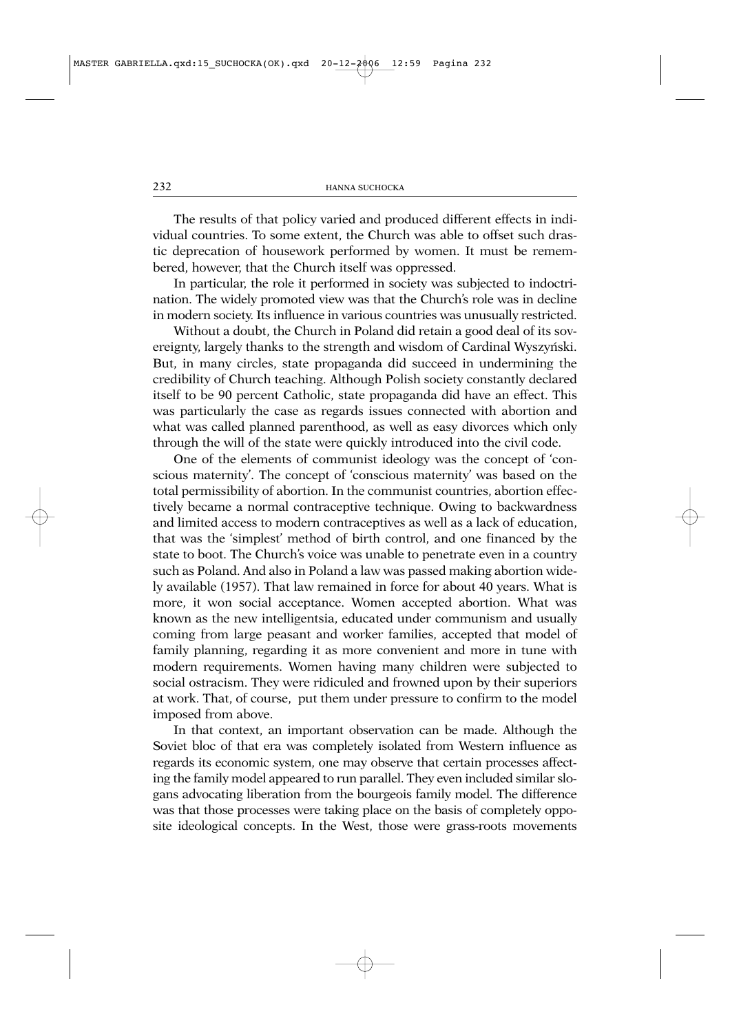The results of that policy varied and produced different effects in individual countries. To some extent, the Church was able to offset such drastic deprecation of housework performed by women. It must be remembered, however, that the Church itself was oppressed.

In particular, the role it performed in society was subjected to indoctrination. The widely promoted view was that the Church's role was in decline in modern society. Its influence in various countries was unusually restricted.

Without a doubt, the Church in Poland did retain a good deal of its sovereignty, largely thanks to the strength and wisdom of Cardinal Wyszyński. But, in many circles, state propaganda did succeed in undermining the credibility of Church teaching. Although Polish society constantly declared itself to be 90 percent Catholic, state propaganda did have an effect. This was particularly the case as regards issues connected with abortion and what was called planned parenthood, as well as easy divorces which only through the will of the state were quickly introduced into the civil code.

One of the elements of communist ideology was the concept of 'conscious maternity'. The concept of 'conscious maternity' was based on the total permissibility of abortion. In the communist countries, abortion effectively became a normal contraceptive technique. Owing to backwardness and limited access to modern contraceptives as well as a lack of education, that was the 'simplest' method of birth control, and one financed by the state to boot. The Church's voice was unable to penetrate even in a country such as Poland. And also in Poland a law was passed making abortion widely available (1957). That law remained in force for about 40 years. What is more, it won social acceptance. Women accepted abortion. What was known as the new intelligentsia, educated under communism and usually coming from large peasant and worker families, accepted that model of family planning, regarding it as more convenient and more in tune with modern requirements. Women having many children were subjected to social ostracism. They were ridiculed and frowned upon by their superiors at work. That, of course, put them under pressure to confirm to the model imposed from above.

In that context, an important observation can be made. Although the Soviet bloc of that era was completely isolated from Western influence as regards its economic system, one may observe that certain processes affecting the family model appeared to run parallel. They even included similar slogans advocating liberation from the bourgeois family model. The difference was that those processes were taking place on the basis of completely opposite ideological concepts. In the West, those were grass-roots movements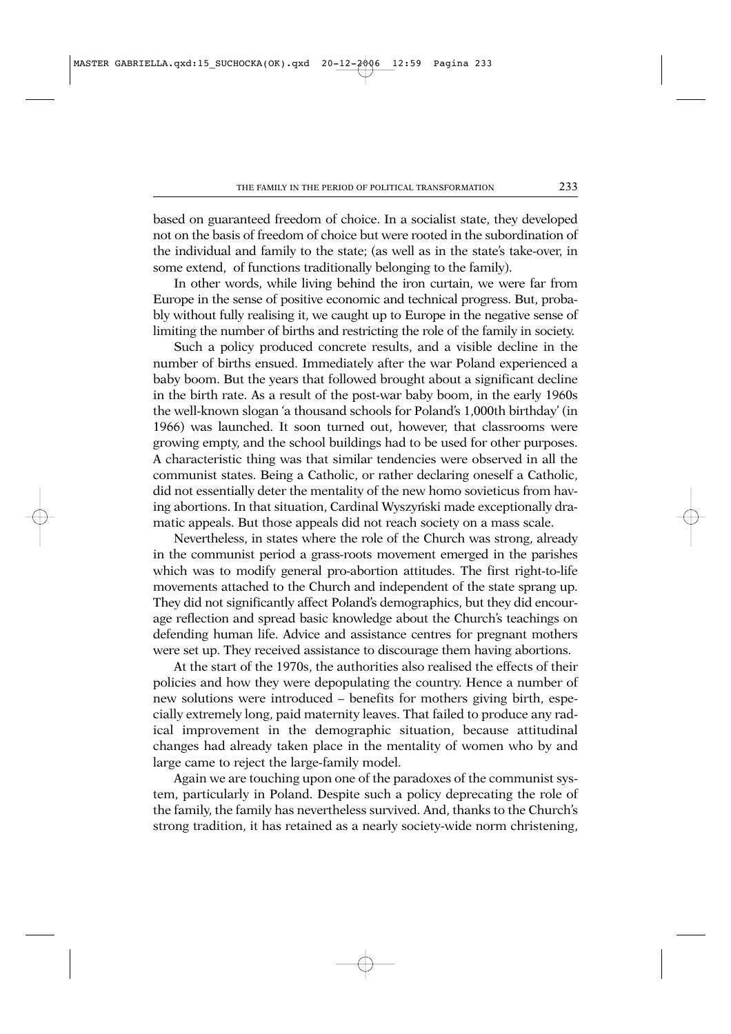based on guaranteed freedom of choice. In a socialist state, they developed not on the basis of freedom of choice but were rooted in the subordination of the individual and family to the state; (as well as in the state's take-over, in some extend, of functions traditionally belonging to the family).

In other words, while living behind the iron curtain, we were far from Europe in the sense of positive economic and technical progress. But, probably without fully realising it, we caught up to Europe in the negative sense of limiting the number of births and restricting the role of the family in society.

Such a policy produced concrete results, and a visible decline in the number of births ensued. Immediately after the war Poland experienced a baby boom. But the years that followed brought about a significant decline in the birth rate. As a result of the post-war baby boom, in the early 1960s the well-known slogan 'a thousand schools for Poland's 1,000th birthday' (in 1966) was launched. It soon turned out, however, that classrooms were growing empty, and the school buildings had to be used for other purposes. A characteristic thing was that similar tendencies were observed in all the communist states. Being a Catholic, or rather declaring oneself a Catholic, did not essentially deter the mentality of the new homo sovieticus from having abortions. In that situation, Cardinal Wyszyński made exceptionally dramatic appeals. But those appeals did not reach society on a mass scale.

Nevertheless, in states where the role of the Church was strong, already in the communist period a grass-roots movement emerged in the parishes which was to modify general pro-abortion attitudes. The first right-to-life movements attached to the Church and independent of the state sprang up. They did not significantly affect Poland's demographics, but they did encourage reflection and spread basic knowledge about the Church's teachings on defending human life. Advice and assistance centres for pregnant mothers were set up. They received assistance to discourage them having abortions.

At the start of the 1970s, the authorities also realised the effects of their policies and how they were depopulating the country. Hence a number of new solutions were introduced – benefits for mothers giving birth, especially extremely long, paid maternity leaves. That failed to produce any radical improvement in the demographic situation, because attitudinal changes had already taken place in the mentality of women who by and large came to reject the large-family model.

Again we are touching upon one of the paradoxes of the communist system, particularly in Poland. Despite such a policy deprecating the role of the family, the family has nevertheless survived. And, thanks to the Church's strong tradition, it has retained as a nearly society-wide norm christening,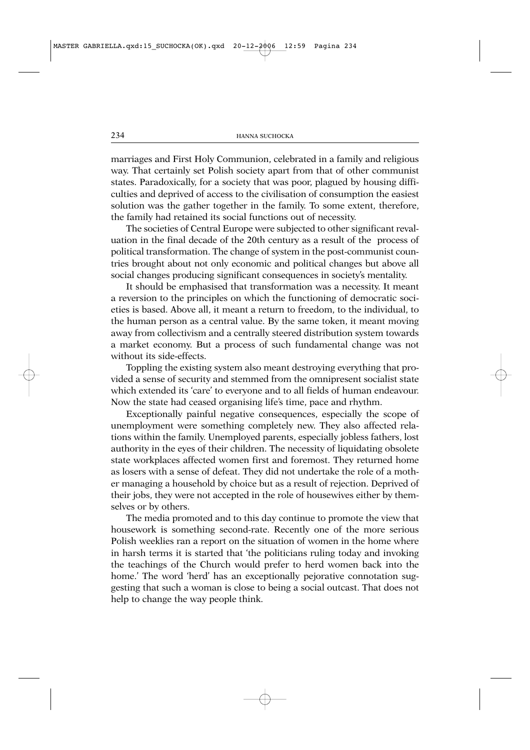marriages and First Holy Communion, celebrated in a family and religious way. That certainly set Polish society apart from that of other communist states. Paradoxically, for a society that was poor, plagued by housing difficulties and deprived of access to the civilisation of consumption the easiest solution was the gather together in the family. To some extent, therefore, the family had retained its social functions out of necessity.

The societies of Central Europe were subjected to other significant revaluation in the final decade of the 20th century as a result of the process of political transformation. The change of system in the post-communist countries brought about not only economic and political changes but above all social changes producing significant consequences in society's mentality.

It should be emphasised that transformation was a necessity. It meant a reversion to the principles on which the functioning of democratic societies is based. Above all, it meant a return to freedom, to the individual, to the human person as a central value. By the same token, it meant moving away from collectivism and a centrally steered distribution system towards a market economy. But a process of such fundamental change was not without its side-effects.

Toppling the existing system also meant destroying everything that provided a sense of security and stemmed from the omnipresent socialist state which extended its 'care' to everyone and to all fields of human endeavour. Now the state had ceased organising life's time, pace and rhythm.

Exceptionally painful negative consequences, especially the scope of unemployment were something completely new. They also affected relations within the family. Unemployed parents, especially jobless fathers, lost authority in the eyes of their children. The necessity of liquidating obsolete state workplaces affected women first and foremost. They returned home as losers with a sense of defeat. They did not undertake the role of a mother managing a household by choice but as a result of rejection. Deprived of their jobs, they were not accepted in the role of housewives either by themselves or by others.

The media promoted and to this day continue to promote the view that housework is something second-rate. Recently one of the more serious Polish weeklies ran a report on the situation of women in the home where in harsh terms it is started that 'the politicians ruling today and invoking the teachings of the Church would prefer to herd women back into the home.' The word 'herd' has an exceptionally pejorative connotation suggesting that such a woman is close to being a social outcast. That does not help to change the way people think.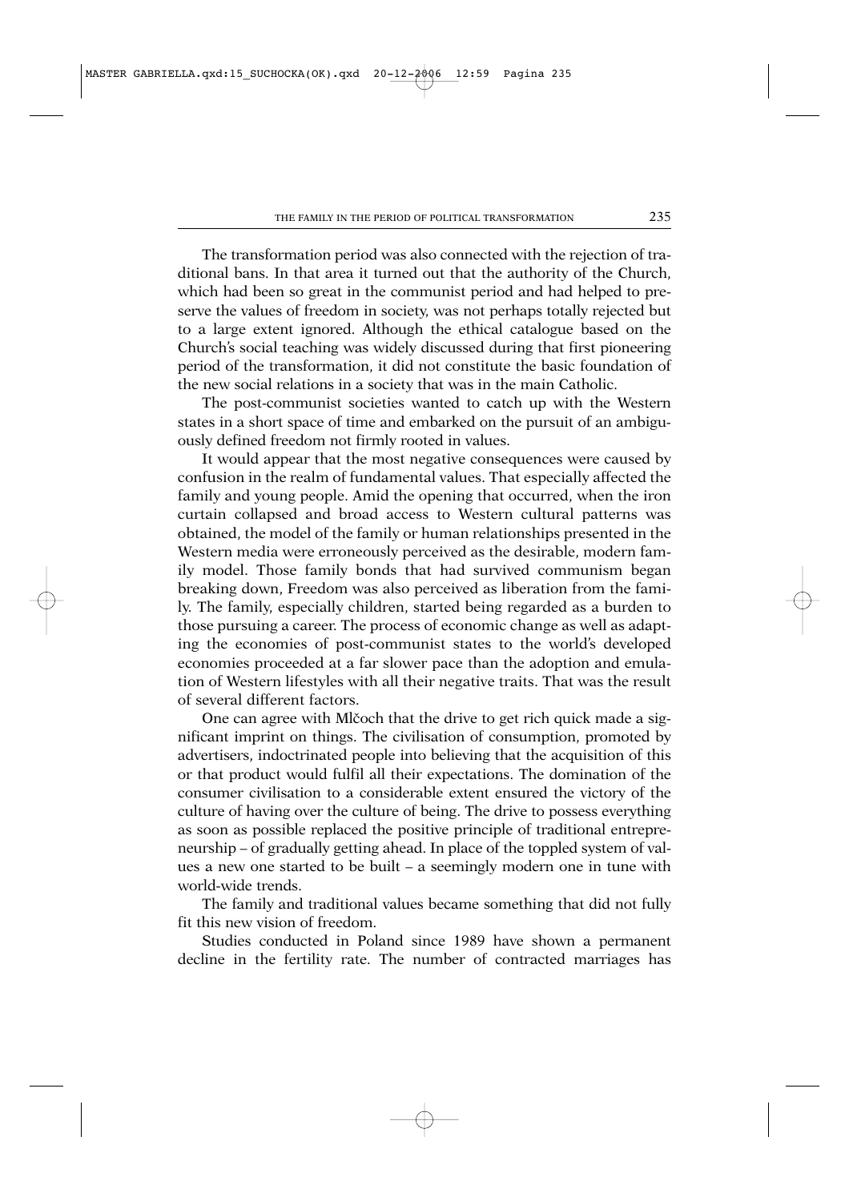The transformation period was also connected with the rejection of traditional bans. In that area it turned out that the authority of the Church, which had been so great in the communist period and had helped to preserve the values of freedom in society, was not perhaps totally rejected but to a large extent ignored. Although the ethical catalogue based on the Church's social teaching was widely discussed during that first pioneering period of the transformation, it did not constitute the basic foundation of the new social relations in a society that was in the main Catholic.

The post-communist societies wanted to catch up with the Western states in a short space of time and embarked on the pursuit of an ambiguously defined freedom not firmly rooted in values.

It would appear that the most negative consequences were caused by confusion in the realm of fundamental values. That especially affected the family and young people. Amid the opening that occurred, when the iron curtain collapsed and broad access to Western cultural patterns was obtained, the model of the family or human relationships presented in the Western media were erroneously perceived as the desirable, modern family model. Those family bonds that had survived communism began breaking down, Freedom was also perceived as liberation from the family. The family, especially children, started being regarded as a burden to those pursuing a career. The process of economic change as well as adapting the economies of post-communist states to the world's developed economies proceeded at a far slower pace than the adoption and emulation of Western lifestyles with all their negative traits. That was the result of several different factors.

One can agree with Mlčoch that the drive to get rich quick made a significant imprint on things. The civilisation of consumption, promoted by advertisers, indoctrinated people into believing that the acquisition of this or that product would fulfil all their expectations. The domination of the consumer civilisation to a considerable extent ensured the victory of the culture of having over the culture of being. The drive to possess everything as soon as possible replaced the positive principle of traditional entrepreneurship – of gradually getting ahead. In place of the toppled system of values a new one started to be built – a seemingly modern one in tune with world-wide trends.

The family and traditional values became something that did not fully fit this new vision of freedom.

Studies conducted in Poland since 1989 have shown a permanent decline in the fertility rate. The number of contracted marriages has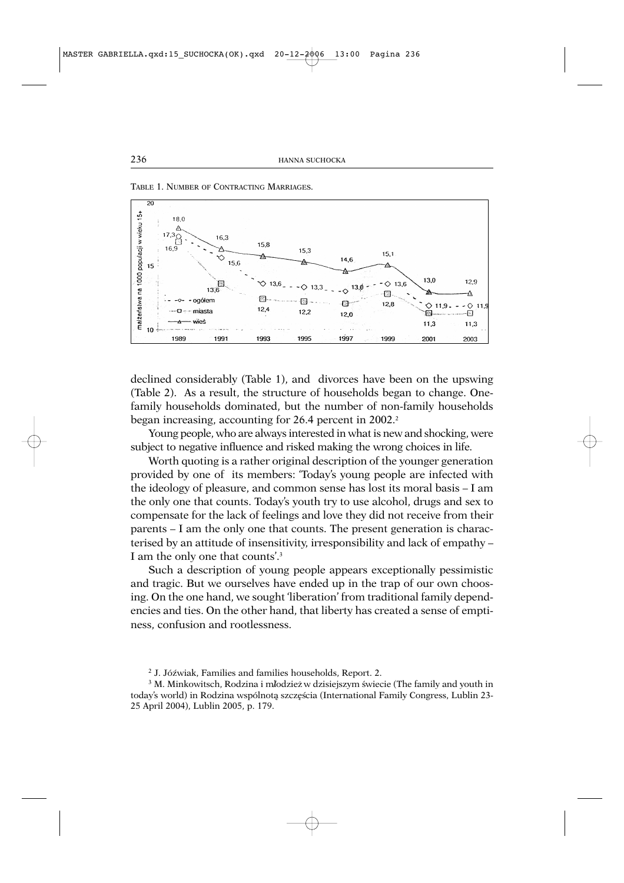TABLE 1. NUMBER OF CONTRACTING MARRIAGES.

małżeństwa na 1000 populacji w wieku 15+

| | 1989 | 1991 | 1993 | 1995 | 1997 | 1999 | 2001 | 2003 |
|---|---|---|---|---|---|---|---|---|
| ogółem | 17,3 | 15,6 | 13,6 | 13,3 | 13,0 | 13,6 | 11,9 | 11,9 |
| miasta | 16,9 | 13,6 | 12,4 | 12,2 | 12,0 | 12,8 | 11,3 | 11,3 |
| wieś | 18,0 | 16,3 | 15,8 | 15,3 | 14,6 | 15,1 | 13,0 | 12,9 |

declined considerably (Table 1), and divorces have been on the upswing (Table 2). As a result, the structure of households began to change. One-family households dominated, but the number of non-family households began increasing, accounting for 26.4 percent in 2002.[2]

Young people, who are always interested in what is new and shocking, were subject to negative influence and risked making the wrong choices in life.

Worth quoting is a rather original description of the younger generation provided by one of its members: 'Today's young people are infected with the ideology of pleasure, and common sense has lost its moral basis – I am the only one that counts. Today's youth try to use alcohol, drugs and sex to compensate for the lack of feelings and love they did not receive from their parents – I am the only one that counts. The present generation is characterised by an attitude of insensitivity, irresponsibility and lack of empathy – I am the only one that counts'.[3]

Such a description of young people appears exceptionally pessimistic and tragic. But we ourselves have ended up in the trap of our own choosing. On the one hand, we sought 'liberation' from traditional family dependencies and ties. On the other hand, that liberty has created a sense of emptiness, confusion and rootlessness.

---

[2] J. Jóźwiak, Families and families households, Report. 2.

[3] M. Minkowitsch, Rodzina i młodzież w dzisiejszym świecie (The family and youth in today's world) in Rodzina wspólnotą szczęścia (International Family Congress, Lublin 23-25 April 2004), Lublin 2005, p. 179.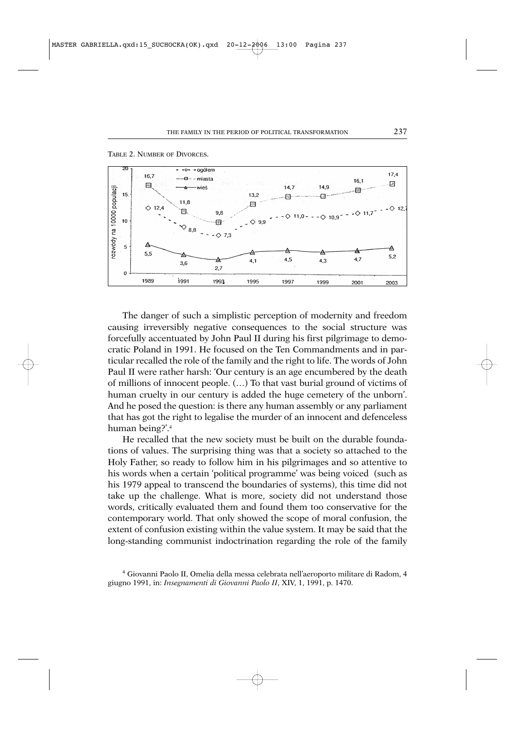TABLE 2. NUMBER OF DIVORCES.

| rozwody na 10000 populacji | 1989 | 1991 | 1993 | 1995 | 1997 | 1999 | 2001 | 2003 |
|---|---|---|---|---|---|---|---|---|
| ogółem | 12,4 | 8,8 | 7,3 | 9,9 | 11,0 | 10,9 | 11,7 | 12,7 |
| miasta | 16,7 | 11,8 | 9,8 | 13,2 | 14,7 | 14,9 | 16,1 | 17,4 |
| wieś | 5,5 | 3,6 | 2,7 | 4,1 | 4,5 | 4,3 | 4,7 | 5,2 |

The danger of such a simplistic perception of modernity and freedom causing irreversibly negative consequences to the social structure was forcefully accentuated by John Paul II during his first pilgrimage to democratic Poland in 1991. He focused on the Ten Commandments and in particular recalled the role of the family and the right to life. The words of John Paul II were rather harsh: 'Our century is an age encumbered by the death of millions of innocent people. (…) To that vast burial ground of victims of human cruelty in our century is added the huge cemetery of the unborn'. And he posed the question: is there any human assembly or any parliament that has got the right to legalise the murder of an innocent and defenceless human being?'.[4]

He recalled that the new society must be built on the durable foundations of values. The surprising thing was that a society so attached to the Holy Father, so ready to follow him in his pilgrimages and so attentive to his words when a certain 'political programme' was being voiced (such as his 1979 appeal to transcend the boundaries of systems), this time did not take up the challenge. What is more, society did not understand those words, critically evaluated them and found them too conservative for the contemporary world. That only showed the scope of moral confusion, the extent of confusion existing within the value system. It may be said that the long-standing communist indoctrination regarding the role of the family

[4] Giovanni Paolo II, Omelia della messa celebrata nell'aeroporto militare di Radom, 4 giugno 1991, in: *Insegnamenti di Giovanni Paolo II*, XIV, 1, 1991, p. 1470.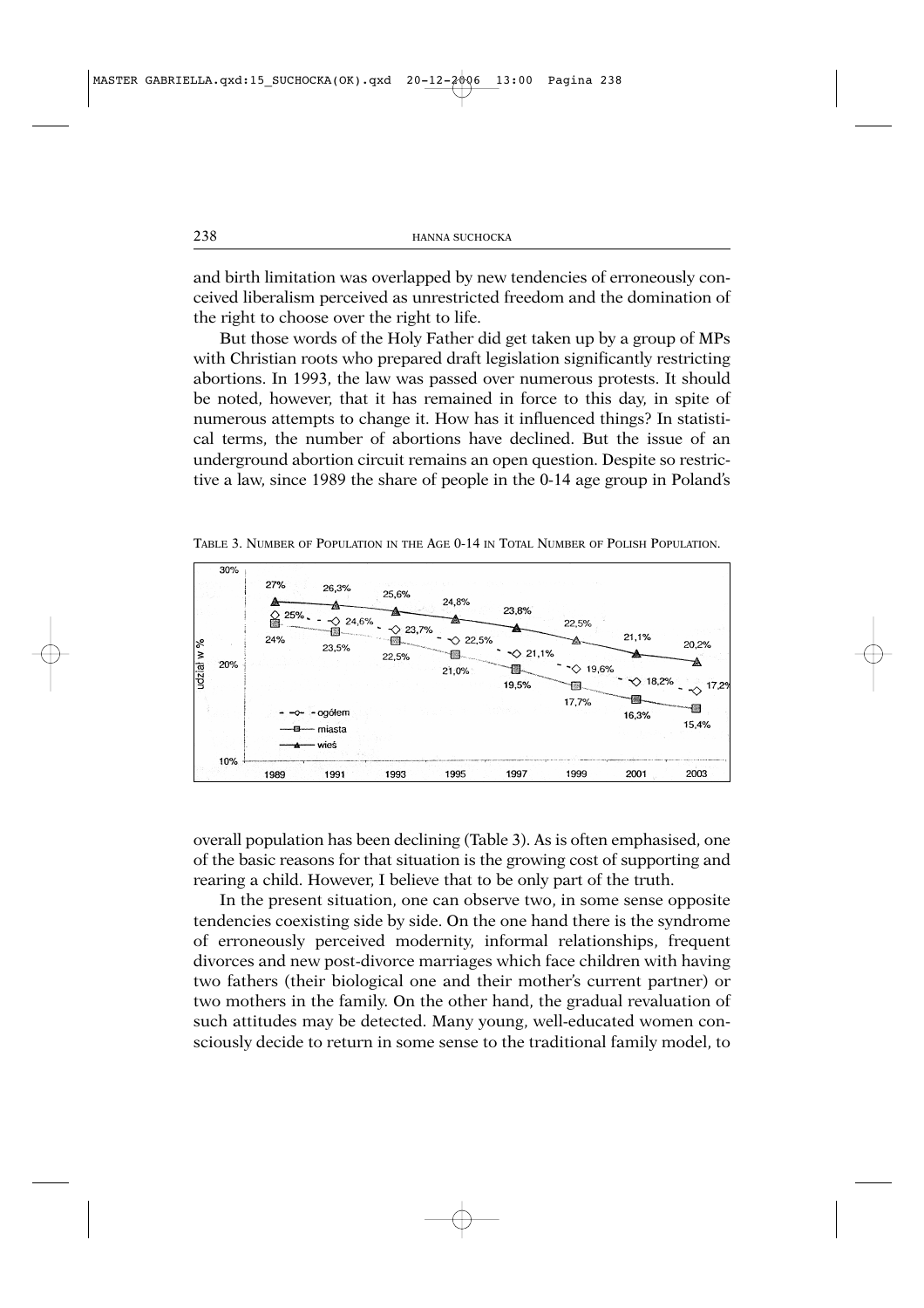and birth limitation was overlapped by new tendencies of erroneously conceived liberalism perceived as unrestricted freedom and the domination of the right to choose over the right to life.

But those words of the Holy Father did get taken up by a group of MPs with Christian roots who prepared draft legislation significantly restricting abortions. In 1993, the law was passed over numerous protests. It should be noted, however, that it has remained in force to this day, in spite of numerous attempts to change it. How has it influenced things? In statistical terms, the number of abortions have declined. But the issue of an underground abortion circuit remains an open question. Despite so restrictive a law, since 1989 the share of people in the 0-14 age group in Poland's

TABLE 3. NUMBER OF POPULATION IN THE AGE 0-14 IN TOTAL NUMBER OF POLISH POPULATION.

| udział w % | 1989 | 1991 | 1993 | 1995 | 1997 | 1999 | 2001 | 2003 |
|---|---|---|---|---|---|---|---|---|
| ogółem | 25% | 24,6% | 23,7% | 22,5% | 21,1% | 19,6% | 18,2% | 17,2% |
| miasta | 24% | 23,5% | 22,5% | 21,0% | 19,5% | 17,7% | 16,3% | 15,4% |
| wieś | 27% | 26,3% | 25,6% | 24,8% | 23,8% | 22,5% | 21,1% | 20,2% |

overall population has been declining (Table 3). As is often emphasised, one of the basic reasons for that situation is the growing cost of supporting and rearing a child. However, I believe that to be only part of the truth.

In the present situation, one can observe two, in some sense opposite tendencies coexisting side by side. On the one hand there is the syndrome of erroneously perceived modernity, informal relationships, frequent divorces and new post-divorce marriages which face children with having two fathers (their biological one and their mother's current partner) or two mothers in the family. On the other hand, the gradual revaluation of such attitudes may be detected. Many young, well-educated women consciously decide to return in some sense to the traditional family model, to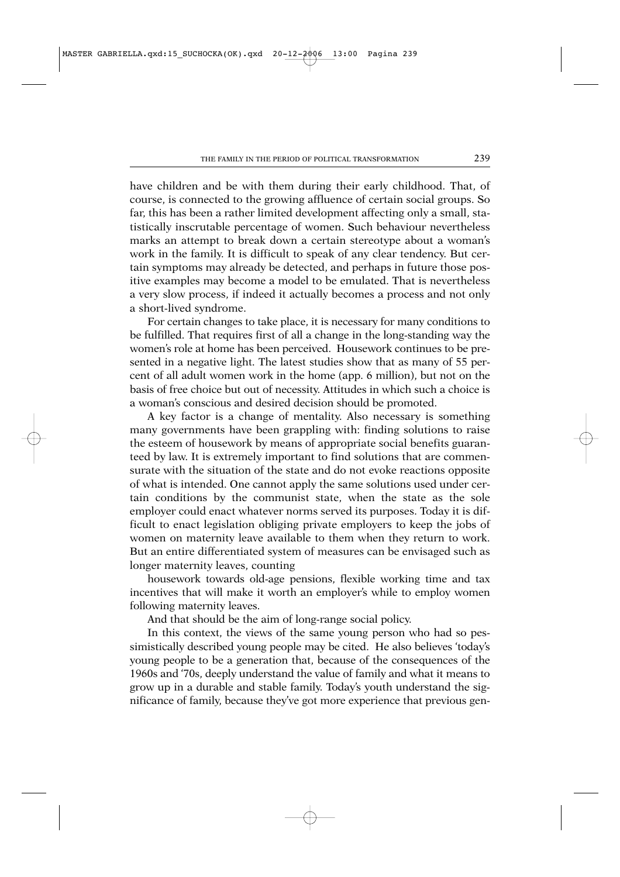have children and be with them during their early childhood. That, of course, is connected to the growing affluence of certain social groups. So far, this has been a rather limited development affecting only a small, statistically inscrutable percentage of women. Such behaviour nevertheless marks an attempt to break down a certain stereotype about a woman's work in the family. It is difficult to speak of any clear tendency. But certain symptoms may already be detected, and perhaps in future those positive examples may become a model to be emulated. That is nevertheless a very slow process, if indeed it actually becomes a process and not only a short-lived syndrome.

For certain changes to take place, it is necessary for many conditions to be fulfilled. That requires first of all a change in the long-standing way the women's role at home has been perceived. Housework continues to be presented in a negative light. The latest studies show that as many of 55 percent of all adult women work in the home (app. 6 million), but not on the basis of free choice but out of necessity. Attitudes in which such a choice is a woman's conscious and desired decision should be promoted.

A key factor is a change of mentality. Also necessary is something many governments have been grappling with: finding solutions to raise the esteem of housework by means of appropriate social benefits guaranteed by law. It is extremely important to find solutions that are commensurate with the situation of the state and do not evoke reactions opposite of what is intended. One cannot apply the same solutions used under certain conditions by the communist state, when the state as the sole employer could enact whatever norms served its purposes. Today it is difficult to enact legislation obliging private employers to keep the jobs of women on maternity leave available to them when they return to work. But an entire differentiated system of measures can be envisaged such as longer maternity leaves, counting housework towards old-age pensions, flexible working time and tax incentives that will make it worth an employer's while to employ women following maternity leaves.

And that should be the aim of long-range social policy.

In this context, the views of the same young person who had so pessimistically described young people may be cited. He also believes 'today's young people to be a generation that, because of the consequences of the 1960s and '70s, deeply understand the value of family and what it means to grow up in a durable and stable family. Today's youth understand the significance of family, because they've got more experience that previous gen-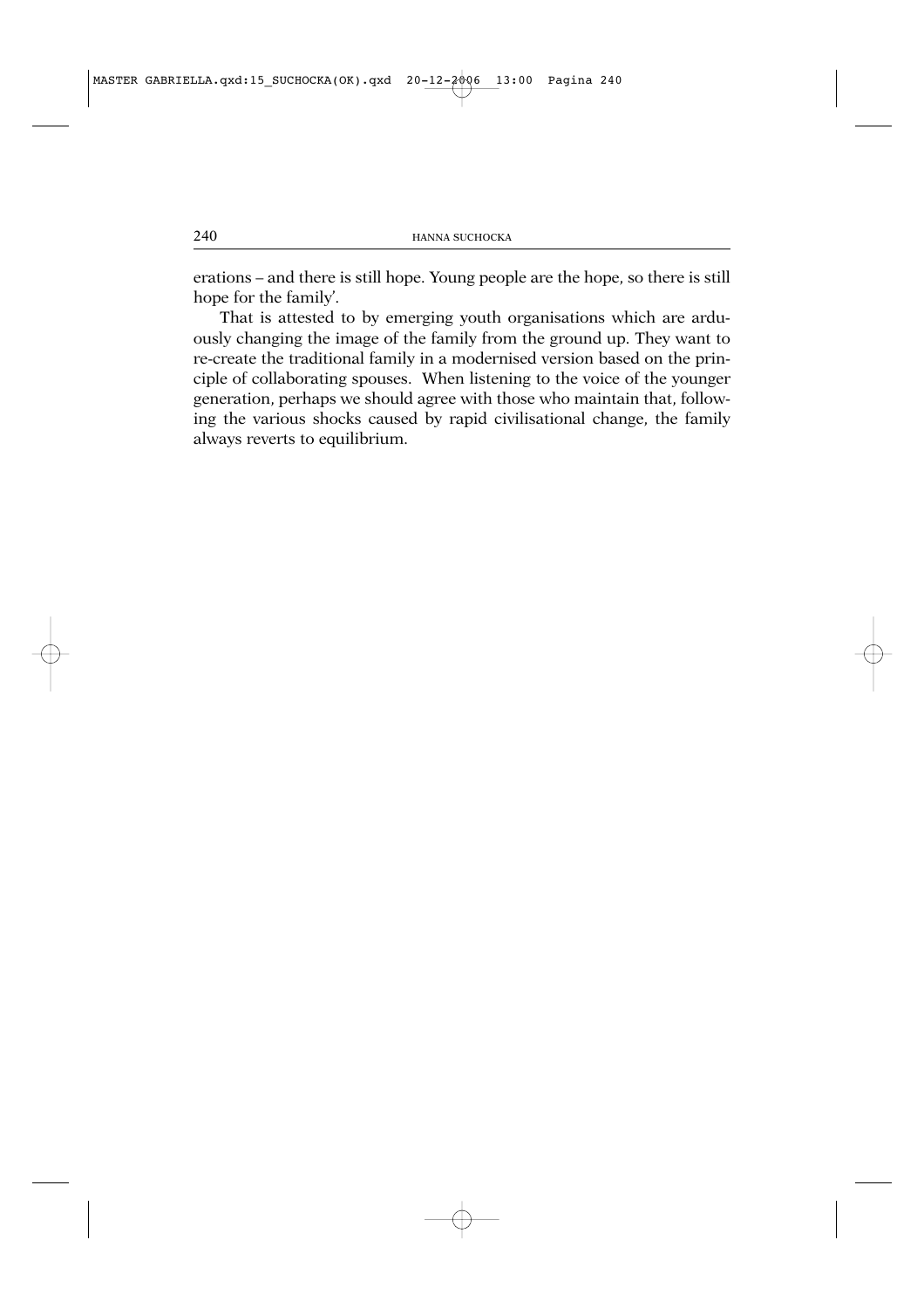erations – and there is still hope. Young people are the hope, so there is still hope for the family'.

That is attested to by emerging youth organisations which are arduously changing the image of the family from the ground up. They want to re-create the traditional family in a modernised version based on the principle of collaborating spouses. When listening to the voice of the younger generation, perhaps we should agree with those who maintain that, following the various shocks caused by rapid civilisational change, the family always reverts to equilibrium.